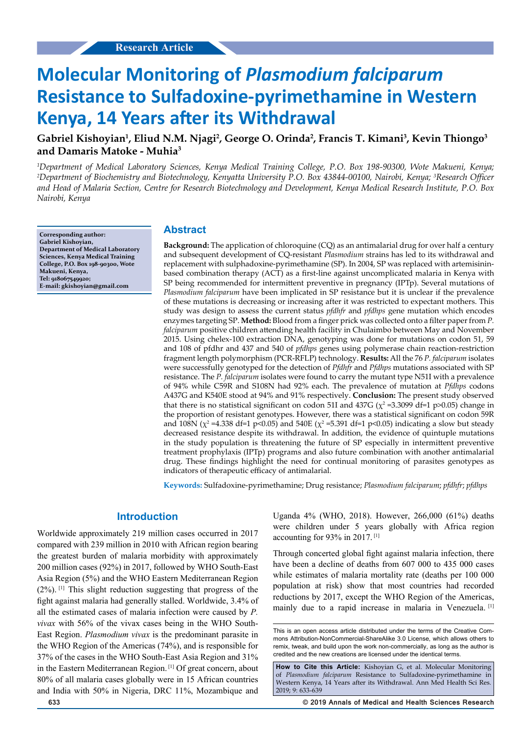Research Article

# Molecular Monitoring of *Plasmodium falciparum* Resistance to Sulfadoxine-pyrimethamine in Western Kenya, 14 Years after its Withdrawal

**Gabriel Kishoyian[1], Eliud N.M. Njagi[2], George O. Orinda[2], Francis T. Kimani[3], Kevin Thiongo[3] and Damaris Matoke - Muhia[3]**

*[1]Department of Medical Laboratory Sciences, Kenya Medical Training College, P.O. Box 198-90300, Wote Makueni, Kenya; [2]Department of Biochemistry and Biotechnology, Kenyatta University P.O. Box 43844-00100, Nairobi, Kenya; [3]Research Officer and Head of Malaria Section, Centre for Research Biotechnology and Development, Kenya Medical Research Institute, P.O. Box Nairobi, Kenya*

**Corresponding author: Gabriel Kishoyian, Department of Medical Laboratory Sciences, Kenya Medical Training College, P.O. Box 198-90300, Wote Makueni, Kenya, Tel: 918067549920; E-mail: gkishoyian@gmail.com**

## Abstract

**Background:** The application of chloroquine (CQ) as an antimalarial drug for over half a century and subsequent development of CQ-resistant *Plasmodium* strains has led to its withdrawal and replacement with sulphadoxine-pyrimethamine (SP). In 2004, SP was replaced with artemisinin-based combination therapy (ACT) as a first-line against uncomplicated malaria in Kenya with SP being recommended for intermittent preventive in pregnancy (IPTp). Several mutations of *Plasmodium falciparum* have been implicated in SP resistance but it is unclear if the prevalence of these mutations is decreasing or increasing after it was restricted to expectant mothers. This study was design to assess the current status *pfdhfr* and *pfdhps* gene mutation which encodes enzymes targeting SP. **Method:** Blood from a finger prick was collected onto a filter paper from *P. falciparum* positive children attending health facility in Chulaimbo between May and November 2015. Using chelex-100 extraction DNA, genotyping was done for mutations on codon 51, 59 and 108 of pfdhr and 437 and 540 of *pfdhps* genes using polymerase chain reaction-restriction fragment length polymorphism (PCR-RFLP) technology. **Results:** All the 76 *P. falciparum* isolates were successfully genotyped for the detection of *Pfdhfr* and *Pfdhps* mutations associated with SP resistance. The *P. falciparum* isolates were found to carry the mutant type N51I with a prevalence of 94% while C59R and S108N had 92% each. The prevalence of mutation at *Pfdhps* codons A437G and K540E stood at 94% and 91% respectively. **Conclusion:** The present study observed that there is no statistical significant on codon 51I and 437G ($\chi^2$ =3.3099 df=1 p>0.05) change in the proportion of resistant genotypes. However, there was a statistical significant on codon 59R and 108N ($\chi^2$ =4.338 df=1 p<0.05) and 540E ($\chi^2$ =5.391 df=1 p<0.05) indicating a slow but steady decreased resistance despite its withdrawal. In addition, the evidence of quintuple mutations in the study population is threatening the future of SP especially in intermittent preventive treatment prophylaxis (IPTp) programs and also future combination with another antimalarial drug. These findings highlight the need for continual monitoring of parasites genotypes as indicators of therapeutic efficacy of antimalarial.

**Keywords:** Sulfadoxine-pyrimethamine; Drug resistance; *Plasmodium falciparum*; *pfdhfr*; *pfdhps*

## Introduction

Worldwide approximately 219 million cases occurred in 2017 compared with 239 million in 2010 with African region bearing the greatest burden of malaria morbidity with approximately 200 million cases (92%) in 2017, followed by WHO South-East Asia Region (5%) and the WHO Eastern Mediterranean Region (2%).[1] This slight reduction suggesting that progress of the fight against malaria had generally stalled. Worldwide, 3.4% of all the estimated cases of malaria infection were caused by *P. vivax* with 56% of the vivax cases being in the WHO South-East Region. *Plasmodium vivax* is the predominant parasite in the WHO Region of the Americas (74%), and is responsible for 37% of the cases in the WHO South-East Asia Region and 31% in the Eastern Mediterranean Region.[1] Of great concern, about 80% of all malaria cases globally were in 15 African countries and India with 50% in Nigeria, DRC 11%, Mozambique and Uganda 4% (WHO, 2018). However, 266,000 (61%) deaths were children under 5 years globally with Africa region accounting for 93% in 2017.[1]

Through concerted global fight against malaria infection, there have been a decline of deaths from 607 000 to 435 000 cases while estimates of malaria mortality rate (deaths per 100 000 population at risk) show that most countries had recorded reductions by 2017, except the WHO Region of the Americas, mainly due to a rapid increase in malaria in Venezuela.[1]

This is an open access article distributed under the terms of the Creative Commons Attribution-NonCommercial-ShareAlike 3.0 License, which allows others to remix, tweak, and build upon the work non-commercially, as long as the author is credited and the new creations are licensed under the identical terms.

**How to Cite this Article:** Kishoyian G, et al. Molecular Monitoring of *Plasmodium falciparum* Resistance to Sulfadoxine-pyrimethamine in Western Kenya, 14 Years after its Withdrawal. Ann Med Health Sci Res. 2019; 9: 633-639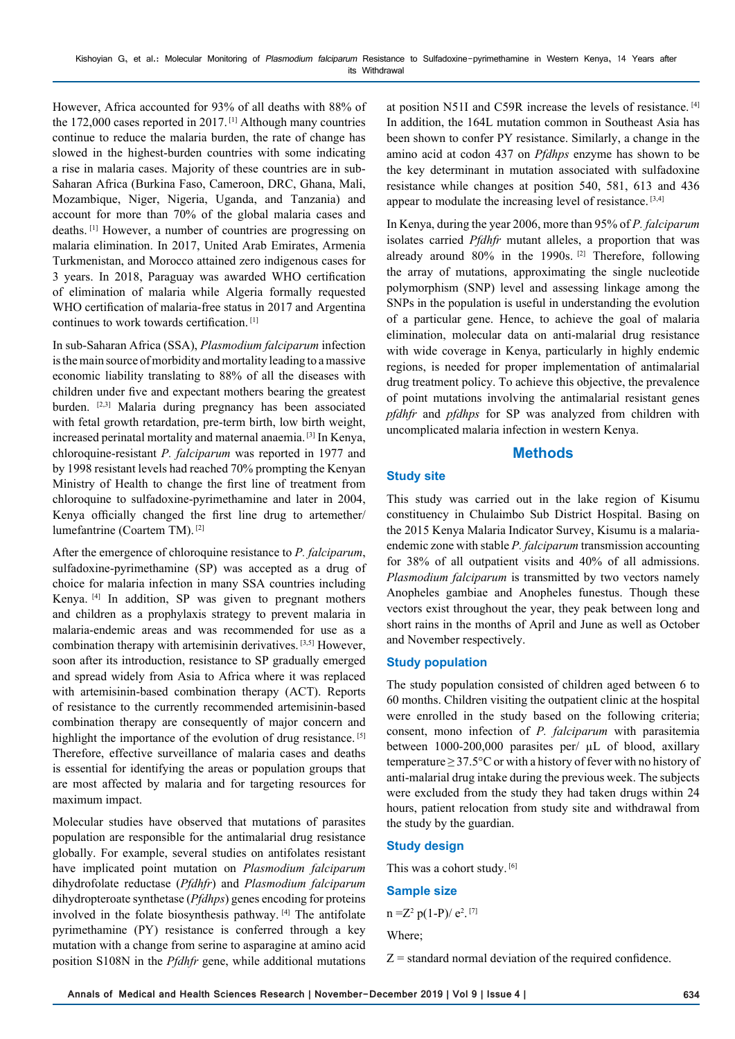However, Africa accounted for 93% of all deaths with 88% of the 172,000 cases reported in 2017.[1] Although many countries continue to reduce the malaria burden, the rate of change has slowed in the highest-burden countries with some indicating a rise in malaria cases. Majority of these countries are in sub-Saharan Africa (Burkina Faso, Cameroon, DRC, Ghana, Mali, Mozambique, Niger, Nigeria, Uganda, and Tanzania) and account for more than 70% of the global malaria cases and deaths.[1] However, a number of countries are progressing on malaria elimination. In 2017, United Arab Emirates, Armenia Turkmenistan, and Morocco attained zero indigenous cases for 3 years. In 2018, Paraguay was awarded WHO certification of elimination of malaria while Algeria formally requested WHO certification of malaria-free status in 2017 and Argentina continues to work towards certification.[1]

In sub-Saharan Africa (SSA), *Plasmodium falciparum* infection is the main source of morbidity and mortality leading to a massive economic liability translating to 88% of all the diseases with children under five and expectant mothers bearing the greatest burden.[2,3] Malaria during pregnancy has been associated with fetal growth retardation, pre-term birth, low birth weight, increased perinatal mortality and maternal anaemia.[3] In Kenya, chloroquine-resistant *P. falciparum* was reported in 1977 and by 1998 resistant levels had reached 70% prompting the Kenyan Ministry of Health to change the first line of treatment from chloroquine to sulfadoxine-pyrimethamine and later in 2004, Kenya officially changed the first line drug to artemether/lumefantrine (Coartem TM).[2]

After the emergence of chloroquine resistance to *P. falciparum*, sulfadoxine-pyrimethamine (SP) was accepted as a drug of choice for malaria infection in many SSA countries including Kenya.[4] In addition, SP was given to pregnant mothers and children as a prophylaxis strategy to prevent malaria in malaria-endemic areas and was recommended for use as a combination therapy with artemisinin derivatives.[3,5] However, soon after its introduction, resistance to SP gradually emerged and spread widely from Asia to Africa where it was replaced with artemisinin-based combination therapy (ACT). Reports of resistance to the currently recommended artemisinin-based combination therapy are consequently of major concern and highlight the importance of the evolution of drug resistance.[5] Therefore, effective surveillance of malaria cases and deaths is essential for identifying the areas or population groups that are most affected by malaria and for targeting resources for maximum impact.

Molecular studies have observed that mutations of parasites population are responsible for the antimalarial drug resistance globally. For example, several studies on antifolates resistant have implicated point mutation on *Plasmodium falciparum* dihydrofolate reductase (*Pfdhfr*) and *Plasmodium falciparum* dihydropteroate synthetase (*Pfdhps*) genes encoding for proteins involved in the folate biosynthesis pathway.[4] The antifolate pyrimethamine (PY) resistance is conferred through a key mutation with a change from serine to asparagine at amino acid position S108N in the *Pfdhfr* gene, while additional mutations at position N51I and C59R increase the levels of resistance.[4] In addition, the 164L mutation common in Southeast Asia has been shown to confer PY resistance. Similarly, a change in the amino acid at codon 437 on *Pfdhps* enzyme has shown to be the key determinant in mutation associated with sulfadoxine resistance while changes at position 540, 581, 613 and 436 appear to modulate the increasing level of resistance.[3,4]

In Kenya, during the year 2006, more than 95% of *P. falciparum* isolates carried *Pfdhfr* mutant alleles, a proportion that was already around 80% in the 1990s.[2] Therefore, following the array of mutations, approximating the single nucleotide polymorphism (SNP) level and assessing linkage among the SNPs in the population is useful in understanding the evolution of a particular gene. Hence, to achieve the goal of malaria elimination, molecular data on anti-malarial drug resistance with wide coverage in Kenya, particularly in highly endemic regions, is needed for proper implementation of antimalarial drug treatment policy. To achieve this objective, the prevalence of point mutations involving the antimalarial resistant genes *pfdhfr* and *pfdhps* for SP was analyzed from children with uncomplicated malaria infection in western Kenya.

## Methods

### Study site

This study was carried out in the lake region of Kisumu constituency in Chulaimbo Sub District Hospital. Basing on the 2015 Kenya Malaria Indicator Survey, Kisumu is a malaria-endemic zone with stable *P. falciparum* transmission accounting for 38% of all outpatient visits and 40% of all admissions. *Plasmodium falciparum* is transmitted by two vectors namely Anopheles gambiae and Anopheles funestus. Though these vectors exist throughout the year, they peak between long and short rains in the months of April and June as well as October and November respectively.

### Study population

The study population consisted of children aged between 6 to 60 months. Children visiting the outpatient clinic at the hospital were enrolled in the study based on the following criteria; consent, mono infection of *P. falciparum* with parasitemia between 1000-200,000 parasites per/ µL of blood, axillary temperature ≥ 37.5°C or with a history of fever with no history of anti-malarial drug intake during the previous week. The subjects were excluded from the study they had taken drugs within 24 hours, patient relocation from study site and withdrawal from the study by the guardian.

### Study design

This was a cohort study.[6]

### Sample size

$n = Z^2 p(1-P)/ e^2$.[7]

Where;

Z = standard normal deviation of the required confidence.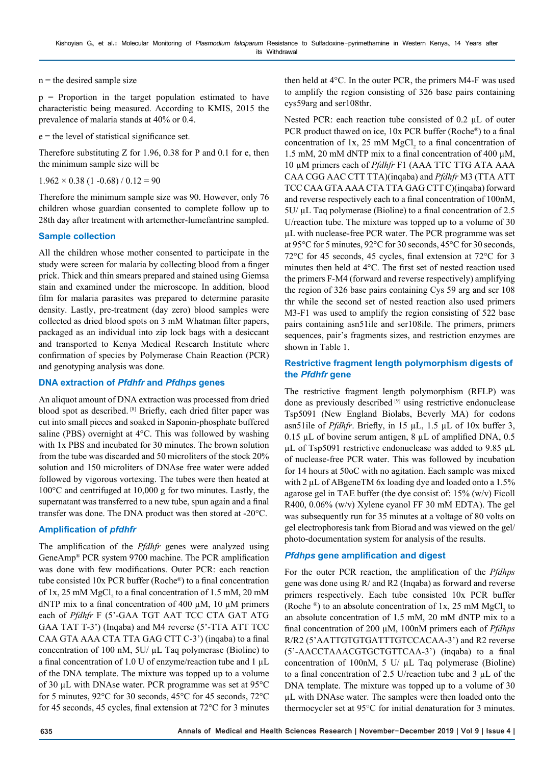n = the desired sample size

p = Proportion in the target population estimated to have characteristic being measured. According to KMIS, 2015 the prevalence of malaria stands at 40% or 0.4.

e = the level of statistical significance set.

Therefore substituting Z for 1.96, 0.38 for P and 0.1 for e, then the minimum sample size will be

$1.962 \times 0.38 (1 - 0.68) / 0.12 = 90$

Therefore the minimum sample size was 90. However, only 76 children whose guardian consented to complete follow up to 28th day after treatment with artemether-lumefantrine sampled.

### Sample collection

All the children whose mother consented to participate in the study were screen for malaria by collecting blood from a finger prick. Thick and thin smears prepared and stained using Giemsa stain and examined under the microscope. In addition, blood film for malaria parasites was prepared to determine parasite density. Lastly, pre-treatment (day zero) blood samples were collected as dried blood spots on 3 mM Whatman filter papers, packaged as an individual into zip lock bags with a desiccant and transported to Kenya Medical Research Institute where confirmation of species by Polymerase Chain Reaction (PCR) and genotyping analysis was done.

### DNA extraction of *Pfdhfr* and *Pfdhps* genes

An aliquot amount of DNA extraction was processed from dried blood spot as described. [8] Briefly, each dried filter paper was cut into small pieces and soaked in Saponin-phosphate buffered saline (PBS) overnight at 4°C. This was followed by washing with 1x PBS and incubated for 30 minutes. The brown solution from the tube was discarded and 50 microliters of the stock 20% solution and 150 microliters of DNAse free water were added followed by vigorous vortexing. The tubes were then heated at 100°C and centrifuged at 10,000 g for two minutes. Lastly, the supernatant was transferred to a new tube, spun again and a final transfer was done. The DNA product was then stored at -20°C.

### Amplification of *pfdhfr*

The amplification of the *Pfdhfr* genes were analyzed using GeneAmp® PCR system 9700 machine. The PCR amplification was done with few modifications. Outer PCR: each reaction tube consisted 10x PCR buffer (Roche®) to a final concentration of 1x, 25 mM $MgCl_2$ to a final concentration of 1.5 mM, 20 mM dNTP mix to a final concentration of 400 µM, 10 µM primers each of *Pfdhfr* F (5'-GAA TGT AAT TCC CTA GAT ATG GAA TAT T-3') (Inqaba) and M4 reverse (5'-TTA ATT TCC CAA GTA AAA CTA TTA GAG CTT C-3') (inqaba) to a final concentration of 100 nM, 5U/ µL Taq polymerase (Bioline) to a final concentration of 1.0 U of enzyme/reaction tube and 1 µL of the DNA template. The mixture was topped up to a volume of 30 µL with DNAse water. PCR programme was set at 95°C for 5 minutes, 92°C for 30 seconds, 45°C for 45 seconds, 72°C for 45 seconds, 45 cycles, final extension at 72°C for 3 minutes then held at 4°C. In the outer PCR, the primers M4-F was used to amplify the region consisting of 326 base pairs containing cys59arg and ser108thr.

Nested PCR: each reaction tube consisted of 0.2 µL of outer PCR product thawed on ice, 10x PCR buffer (Roche®) to a final concentration of 1x, 25 mM $MgCl_2$ to a final concentration of 1.5 mM, 20 mM dNTP mix to a final concentration of 400 µM, 10 µM primers each of *Pfdhfr* F1 (AAA TTC TTG ATA AAA CAA CGG AAC CTT TTA)(inqaba) and *Pfdhfr* M3 (TTA ATT TCC CAA GTA AAA CTA TTA GAG CTT C)(inqaba) forward and reverse primers respectively each to a final concentration of 100nM, 5U/ µL Taq polymerase (Bioline) to a final concentration of 2.5 U/reaction tube. The mixture was topped up to a volume of 30 µL with nuclease-free PCR water. The PCR programme was set at 95°C for 5 minutes, 92°C for 30 seconds, 45°C for 30 seconds, 72°C for 45 seconds, 45 cycles, final extension at 72°C for 3 minutes then held at 4°C. The first set of nested reaction used the primers F-M4 (forward and reverse respectively) amplifying the region of 326 base pairs containing Cys 59 arg and ser 108 thr while the second set of nested reaction also used primers M3-F1 was used to amplify the region consisting of 522 base pairs containing asn51ile and ser108ile. The primers, primers sequences, pair's fragments sizes, and restriction enzymes are shown in Table 1.

### Restrictive fragment length polymorphism digests of the *Pfdhfr* gene

The restrictive fragment length polymorphism (RFLP) was done as previously described [9] using restrictive endonuclease Tsp5091 (New England Biolabs, Beverly MA) for codons asn51ile of *Pfdhfr*. Briefly, in 15 µL, 1.5 µL of 10x buffer 3, 0.15 µL of bovine serum antigen, 8 µL of amplified DNA, 0.5 µL of Tsp5091 restrictive endonuclease was added to 9.85 µL of nuclease-free PCR water. This was followed by incubation for 14 hours at 50oC with no agitation. Each sample was mixed with 2 µL of ABgeneTM 6x loading dye and loaded onto a 1.5% agarose gel in TAE buffer (the dye consist of: 15% (w/v) Ficoll R400, 0.06% (w/v) Xylene cyanol FF 30 mM EDTA). The gel was subsequently run for 35 minutes at a voltage of 80 volts on gel electrophoresis tank from Biorad and was viewed on the gel/photo-documentation system for analysis of the results.

### *Pfdhps* gene amplification and digest

For the outer PCR reaction, the amplification of the *Pfdhps* gene was done using R/ and R2 (Inqaba) as forward and reverse primers respectively. Each tube consisted 10x PCR buffer (Roche ®) to an absolute concentration of 1x, 25 mM $MgCl_2$ to an absolute concentration of 1.5 mM, 20 mM dNTP mix to a final concentration of 200 µM, 100nM primers each of *Pfdhps* R/R2 (5'AATTGTGTGATTTGTCCACAA-3') and R2 reverse (5'-AACCTAAACGTGCTGTTCAA-3') (inqaba) to a final concentration of 100nM, 5 U/ µL Taq polymerase (Bioline) to a final concentration of 2.5 U/reaction tube and 3 µL of the DNA template. The mixture was topped up to a volume of 30 µL with DNAse water. The samples were then loaded onto the thermocycler set at 95°C for initial denaturation for 3 minutes.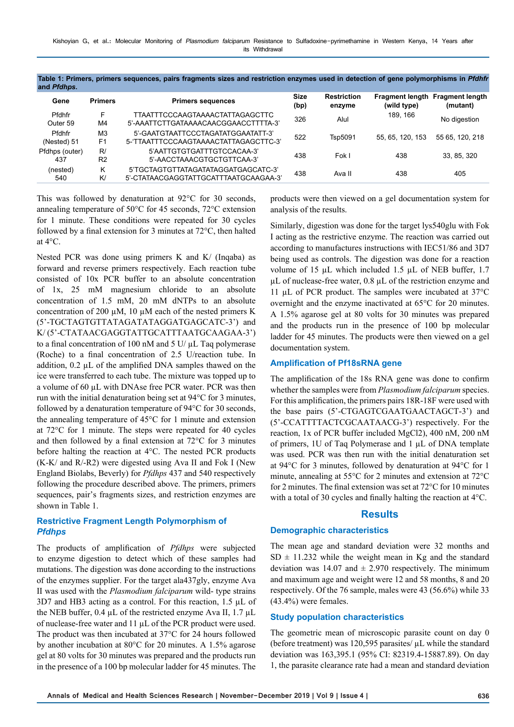**Table 1: Primers, primers sequences, pairs fragments sizes and restriction enzymes used in detection of gene polymorphisms in *Pfdhfr* and *Pfdhps*.**

| Gene | Primers | Primers sequences | Size (bp) | Restriction enzyme | Fragment length (wild type) | Fragment length (mutant) |
|---|---|---|---|---|---|---|
| Pfdhfr Outer 59 | F M4 | TTAATTTCCCAAGTAAAACTATTAGAGCTTC 5'-AAATTCTTGATAAAACAACGGAACCTTTTA-3' | 326 | AluI | 189, 166 | No digestion |
| Pfdhfr (Nested) 51 | M3 F1 | 5'-GAATGTAATTCCCTAGATATGGAATATT-3' 5-'TTAATTTCCCAAGTAAAACTATTAGAGCTTC-3' | 522 | Tsp5091 | 55, 65, 120, 153 | 55 65, 120, 218 |
| Pfdhps (outer) 437 | R/ R2 | 5'AATTGTGTGATTTGTCCACAA-3' 5'-AACCTAAACGTGCTGTTCAA-3' | 438 | Fok I | 438 | 33, 85, 320 |
| (nested) 540 | K K/ | 5'TGCTAGTGTTATAGATATAGGATGAGCATC-3' 5'-CTATAACGAGGTATTGCATTTAATGCAAGAA-3' | 438 | Ava II | 438 | 405 |

This was followed by denaturation at 92°C for 30 seconds, annealing temperature of 50°C for 45 seconds, 72°C extension for 1 minute. These conditions were repeated for 30 cycles followed by a final extension for 3 minutes at 72°C, then halted at 4°C.

Nested PCR was done using primers K and K/ (Inqaba) as forward and reverse primers respectively. Each reaction tube consisted of 10x PCR buffer to an absolute concentration of 1x, 25 mM magnesium chloride to an absolute concentration of 1.5 mM, 20 mM dNTPs to an absolute concentration of 200 µM, 10 µM each of the nested primers K (5'-TGCTAGTGTTATAGATATAGGATGAGCATC-3') and K/ (5'-CTATAACGAGGTATTGCATTTAATGCAAGAA-3') to a final concentration of 100 nM and 5 U/ µL Taq polymerase (Roche) to a final concentration of 2.5 U/reaction tube. In addition, 0.2 µL of the amplified DNA samples thawed on the ice were transferred to each tube. The mixture was topped up to a volume of 60 µL with DNAse free PCR water. PCR was then run with the initial denaturation being set at 94°C for 3 minutes, followed by a denaturation temperature of 94°C for 30 seconds, the annealing temperature of 45°C for 1 minute and extension at 72°C for 1 minute. The steps were repeated for 40 cycles and then followed by a final extension at 72°C for 3 minutes before halting the reaction at 4°C. The nested PCR products (K-K/ and R/-R2) were digested using Ava II and Fok I (New England Biolabs, Beverly) for *Pfdhps* 437 and 540 respectively following the procedure described above. The primers, primers sequences, pair's fragments sizes, and restriction enzymes are shown in Table 1.

### Restrictive Fragment Length Polymorphism of *Pfdhps*

The products of amplification of *Pfdhps* were subjected to enzyme digestion to detect which of these samples had mutations. The digestion was done according to the instructions of the enzymes supplier. For the target ala437gly, enzyme Ava II was used with the *Plasmodium falciparum* wild- type strains 3D7 and HB3 acting as a control. For this reaction, 1.5 µL of the NEB buffer, 0.4 µL of the restricted enzyme Ava II, 1.7 µL of nuclease-free water and 11 µL of the PCR product were used. The product was then incubated at 37°C for 24 hours followed by another incubation at 80°C for 20 minutes. A 1.5% agarose gel at 80 volts for 30 minutes was prepared and the products run in the presence of a 100 bp molecular ladder for 45 minutes. The products were then viewed on a gel documentation system for analysis of the results.

Similarly, digestion was done for the target lys540glu with Fok I acting as the restrictive enzyme. The reaction was carried out according to manufactures instructions with IEC51/86 and 3D7 being used as controls. The digestion was done for a reaction volume of 15 µL which included 1.5 µL of NEB buffer, 1.7 µL of nuclease-free water, 0.8 µL of the restriction enzyme and 11 µL of PCR product. The samples were incubated at 37°C overnight and the enzyme inactivated at 65°C for 20 minutes. A 1.5% agarose gel at 80 volts for 30 minutes was prepared and the products run in the presence of 100 bp molecular ladder for 45 minutes. The products were then viewed on a gel documentation system.

### Amplification of Pf18sRNA gene

The amplification of the 18s RNA gene was done to confirm whether the samples were from *Plasmodium falciparum* species. For this amplification, the primers pairs 18R-18F were used with the base pairs (5'-CTGAGTCGAATGAACTAGCT-3') and (5'-CCATTTTACTCGCAATAACG-3') respectively. For the reaction, 1x of PCR buffer included MgCl2), 400 nM, 200 nM of primers, 1U of Taq Polymerase and 1 µL of DNA template was used. PCR was then run with the initial denaturation set at 94°C for 3 minutes, followed by denaturation at 94°C for 1 minute, annealing at 55°C for 2 minutes and extension at 72°C for 2 minutes. The final extension was set at 72°C for 10 minutes with a total of 30 cycles and finally halting the reaction at 4°C.

## Results

### Demographic characteristics

The mean age and standard deviation were 32 months and SD ± 11.232 while the weight mean in Kg and the standard deviation was 14.07 and ± 2.970 respectively. The minimum and maximum age and weight were 12 and 58 months, 8 and 20 respectively. Of the 76 sample, males were 43 (56.6%) while 33 (43.4%) were females.

### Study population characteristics

The geometric mean of microscopic parasite count on day 0 (before treatment) was 120,595 parasites/ µL while the standard deviation was 163,395.1 (95% CI: 82319.4-15887.89). On day 1, the parasite clearance rate had a mean and standard deviation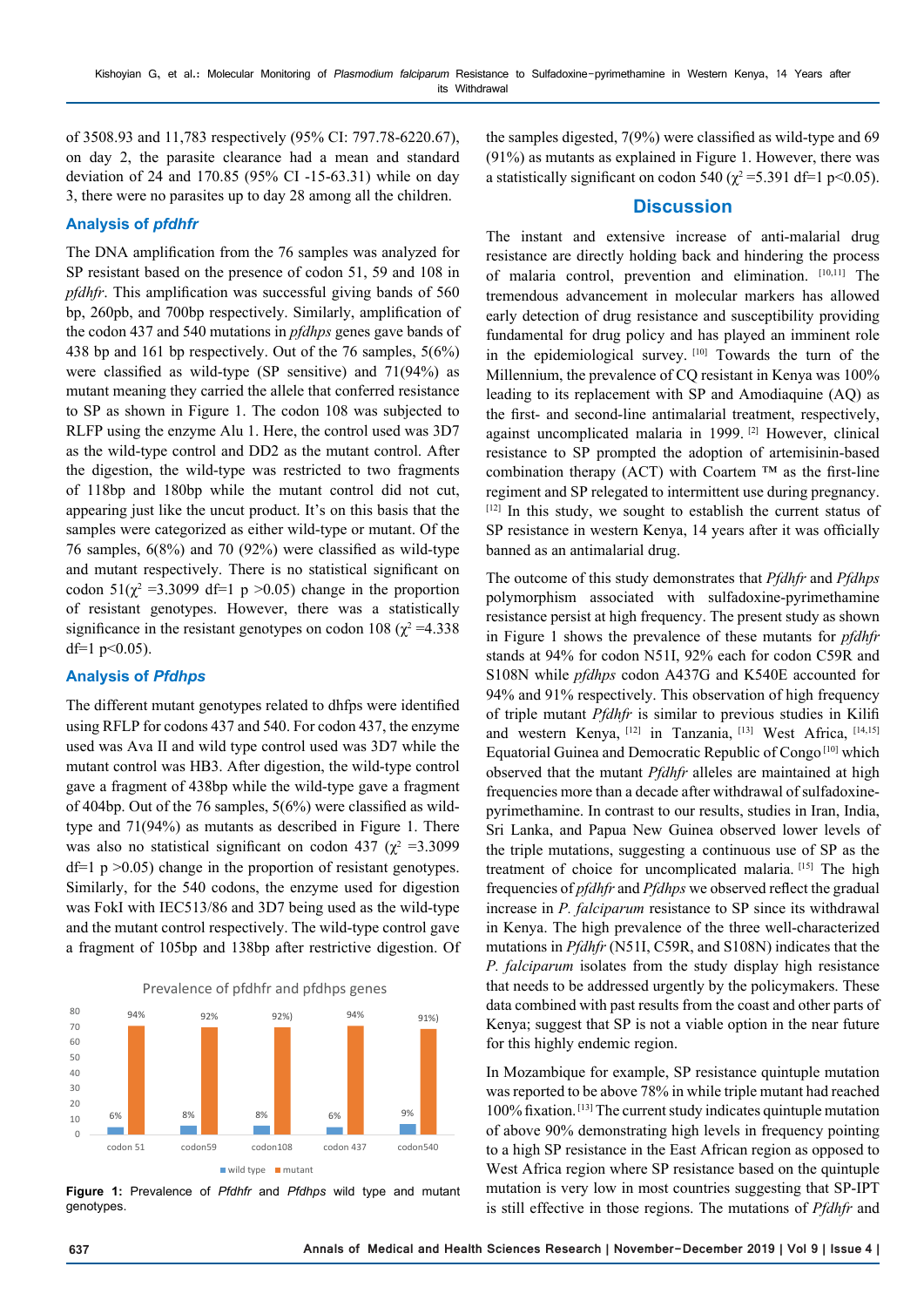of 3508.93 and 11,783 respectively (95% CI: 797.78-6220.67), on day 2, the parasite clearance had a mean and standard deviation of 24 and 170.85 (95% CI -15-63.31) while on day 3, there were no parasites up to day 28 among all the children.

### Analysis of *pfdhfr*

The DNA amplification from the 76 samples was analyzed for SP resistant based on the presence of codon 51, 59 and 108 in *pfdhfr*. This amplification was successful giving bands of 560 bp, 260pb, and 700bp respectively. Similarly, amplification of the codon 437 and 540 mutations in *pfdhps* genes gave bands of 438 bp and 161 bp respectively. Out of the 76 samples, 5(6%) were classified as wild-type (SP sensitive) and 71(94%) as mutant meaning they carried the allele that conferred resistance to SP as shown in Figure 1. The codon 108 was subjected to RLFP using the enzyme Alu 1. Here, the control used was 3D7 as the wild-type control and DD2 as the mutant control. After the digestion, the wild-type was restricted to two fragments of 118bp and 180bp while the mutant control did not cut, appearing just like the uncut product. It's on this basis that the samples were categorized as either wild-type or mutant. Of the 76 samples, 6(8%) and 70 (92%) were classified as wild-type and mutant respectively. There is no statistical significant on codon 51($\chi^2$ =3.3099 df=1 p >0.05) change in the proportion of resistant genotypes. However, there was a statistically significance in the resistant genotypes on codon 108 ($\chi^2$ =4.338 df=1 p<0.05).

### Analysis of *Pfdhps*

The different mutant genotypes related to dhfps were identified using RFLP for codons 437 and 540. For codon 437, the enzyme used was Ava II and wild type control used was 3D7 while the mutant control was HB3. After digestion, the wild-type control gave a fragment of 438bp while the wild-type gave a fragment of 404bp. Out of the 76 samples, 5(6%) were classified as wild-type and 71(94%) as mutants as described in Figure 1. There was also no statistical significant on codon 437 ($\chi^2$ =3.3099 df=1 p >0.05) change in the proportion of resistant genotypes. Similarly, for the 540 codons, the enzyme used for digestion was FokI with IEC513/86 and 3D7 being used as the wild-type and the mutant control respectively. The wild-type control gave a fragment of 105bp and 138bp after restrictive digestion. Of the samples digested, 7(9%) were classified as wild-type and 69 (91%) as mutants as explained in Figure 1. However, there was a statistically significant on codon 540 ($\chi^2$ =5.391 df=1 p<0.05).

Prevalence of pfdhfr and pfdhps genes

| | codon 51 | codon59 | codon108 | codon 437 | codon540 |
|---|---|---|---|---|---|
| wild type | 6% | 8% | 8% | 6% | 9% |
| mutant | 94% | 92% | 92%) | 94% | 91%) |

**Figure 1:** Prevalence of *Pfdhfr* and *Pfdhps* wild type and mutant genotypes.

## Discussion

The instant and extensive increase of anti-malarial drug resistance are directly holding back and hindering the process of malaria control, prevention and elimination. [10,11] The tremendous advancement in molecular markers has allowed early detection of drug resistance and susceptibility providing fundamental for drug policy and has played an imminent role in the epidemiological survey. [10] Towards the turn of the Millennium, the prevalence of CQ resistant in Kenya was 100% leading to its replacement with SP and Amodiaquine (AQ) as the first- and second-line antimalarial treatment, respectively, against uncomplicated malaria in 1999. [2] However, clinical resistance to SP prompted the adoption of artemisinin-based combination therapy (ACT) with Coartem ™ as the first-line regiment and SP relegated to intermittent use during pregnancy. [12] In this study, we sought to establish the current status of SP resistance in western Kenya, 14 years after it was officially banned as an antimalarial drug.

The outcome of this study demonstrates that *Pfdhfr* and *Pfdhps* polymorphism associated with sulfadoxine-pyrimethamine resistance persist at high frequency. The present study as shown in Figure 1 shows the prevalence of these mutants for *pfdhfr* stands at 94% for codon N51I, 92% each for codon C59R and S108N while *pfdhps* codon A437G and K540E accounted for 94% and 91% respectively. This observation of high frequency of triple mutant *Pfdhfr* is similar to previous studies in Kilifi and western Kenya, [12] in Tanzania, [13] West Africa, [14,15] Equatorial Guinea and Democratic Republic of Congo [10] which observed that the mutant *Pfdhfr* alleles are maintained at high frequencies more than a decade after withdrawal of sulfadoxine-pyrimethamine. In contrast to our results, studies in Iran, India, Sri Lanka, and Papua New Guinea observed lower levels of the triple mutations, suggesting a continuous use of SP as the treatment of choice for uncomplicated malaria. [15] The high frequencies of *pfdhfr* and *Pfdhps* we observed reflect the gradual increase in *P. falciparum* resistance to SP since its withdrawal in Kenya. The high prevalence of the three well-characterized mutations in *Pfdhfr* (N51I, C59R, and S108N) indicates that the *P. falciparum* isolates from the study display high resistance that needs to be addressed urgently by the policymakers. These data combined with past results from the coast and other parts of Kenya; suggest that SP is not a viable option in the near future for this highly endemic region.

In Mozambique for example, SP resistance quintuple mutation was reported to be above 78% in while triple mutant had reached 100% fixation. [13] The current study indicates quintuple mutation of above 90% demonstrating high levels in frequency pointing to a high SP resistance in the East African region as opposed to West Africa region where SP resistance based on the quintuple mutation is very low in most countries suggesting that SP-IPT is still effective in those regions. The mutations of *Pfdhfr* and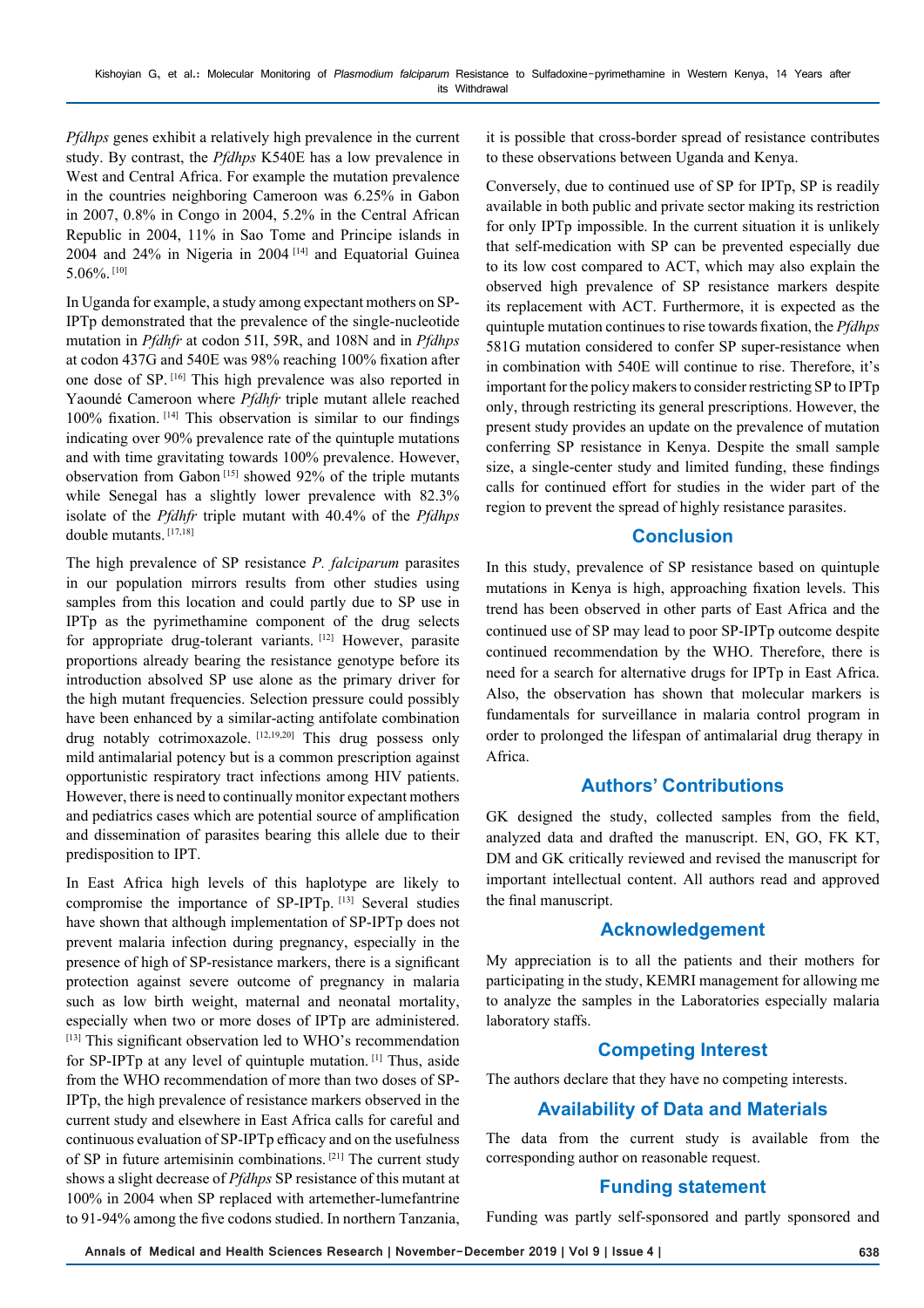*Pfdhps* genes exhibit a relatively high prevalence in the current study. By contrast, the *Pfdhps* K540E has a low prevalence in West and Central Africa. For example the mutation prevalence in the countries neighboring Cameroon was 6.25% in Gabon in 2007, 0.8% in Congo in 2004, 5.2% in the Central African Republic in 2004, 11% in Sao Tome and Principe islands in 2004 and 24% in Nigeria in 2004 [14] and Equatorial Guinea 5.06%. [10]

In Uganda for example, a study among expectant mothers on SP-IPTp demonstrated that the prevalence of the single-nucleotide mutation in *Pfdhfr* at codon 51I, 59R, and 108N and in *Pfdhps* at codon 437G and 540E was 98% reaching 100% fixation after one dose of SP. [16] This high prevalence was also reported in Yaoundé Cameroon where *Pfdhfr* triple mutant allele reached 100% fixation. [14] This observation is similar to our findings indicating over 90% prevalence rate of the quintuple mutations and with time gravitating towards 100% prevalence. However, observation from Gabon [15] showed 92% of the triple mutants while Senegal has a slightly lower prevalence with 82.3% isolate of the *Pfdhfr* triple mutant with 40.4% of the *Pfdhps* double mutants. [17,18]

The high prevalence of SP resistance *P. falciparum* parasites in our population mirrors results from other studies using samples from this location and could partly due to SP use in IPTp as the pyrimethamine component of the drug selects for appropriate drug-tolerant variants. [12] However, parasite proportions already bearing the resistance genotype before its introduction absolved SP use alone as the primary driver for the high mutant frequencies. Selection pressure could possibly have been enhanced by a similar-acting antifolate combination drug notably cotrimoxazole. [12,19,20] This drug possess only mild antimalarial potency but is a common prescription against opportunistic respiratory tract infections among HIV patients. However, there is need to continually monitor expectant mothers and pediatrics cases which are potential source of amplification and dissemination of parasites bearing this allele due to their predisposition to IPT.

In East Africa high levels of this haplotype are likely to compromise the importance of SP-IPTp. [13] Several studies have shown that although implementation of SP-IPTp does not prevent malaria infection during pregnancy, especially in the presence of high of SP-resistance markers, there is a significant protection against severe outcome of pregnancy in malaria such as low birth weight, maternal and neonatal mortality, especially when two or more doses of IPTp are administered. [13] This significant observation led to WHO's recommendation for SP-IPTp at any level of quintuple mutation. [1] Thus, aside from the WHO recommendation of more than two doses of SP-IPTp, the high prevalence of resistance markers observed in the current study and elsewhere in East Africa calls for careful and continuous evaluation of SP-IPTp efficacy and on the usefulness of SP in future artemisinin combinations. [21] The current study shows a slight decrease of *Pfdhps* SP resistance of this mutant at 100% in 2004 when SP replaced with artemether-lumefantrine to 91-94% among the five codons studied. In northern Tanzania, it is possible that cross-border spread of resistance contributes to these observations between Uganda and Kenya.

Conversely, due to continued use of SP for IPTp, SP is readily available in both public and private sector making its restriction for only IPTp impossible. In the current situation it is unlikely that self-medication with SP can be prevented especially due to its low cost compared to ACT, which may also explain the observed high prevalence of SP resistance markers despite its replacement with ACT. Furthermore, it is expected as the quintuple mutation continues to rise towards fixation, the *Pfdhps* 581G mutation considered to confer SP super-resistance when in combination with 540E will continue to rise. Therefore, it's important for the policy makers to consider restricting SP to IPTp only, through restricting its general prescriptions. However, the present study provides an update on the prevalence of mutation conferring SP resistance in Kenya. Despite the small sample size, a single-center study and limited funding, these findings calls for continued effort for studies in the wider part of the region to prevent the spread of highly resistance parasites.

## Conclusion

In this study, prevalence of SP resistance based on quintuple mutations in Kenya is high, approaching fixation levels. This trend has been observed in other parts of East Africa and the continued use of SP may lead to poor SP-IPTp outcome despite continued recommendation by the WHO. Therefore, there is need for a search for alternative drugs for IPTp in East Africa. Also, the observation has shown that molecular markers is fundamentals for surveillance in malaria control program in order to prolonged the lifespan of antimalarial drug therapy in Africa.

## Authors' Contributions

GK designed the study, collected samples from the field, analyzed data and drafted the manuscript. EN, GO, FK KT, DM and GK critically reviewed and revised the manuscript for important intellectual content. All authors read and approved the final manuscript.

## Acknowledgement

My appreciation is to all the patients and their mothers for participating in the study, KEMRI management for allowing me to analyze the samples in the Laboratories especially malaria laboratory staffs.

## Competing Interest

The authors declare that they have no competing interests.

## Availability of Data and Materials

The data from the current study is available from the corresponding author on reasonable request.

## Funding statement

Funding was partly self-sponsored and partly sponsored and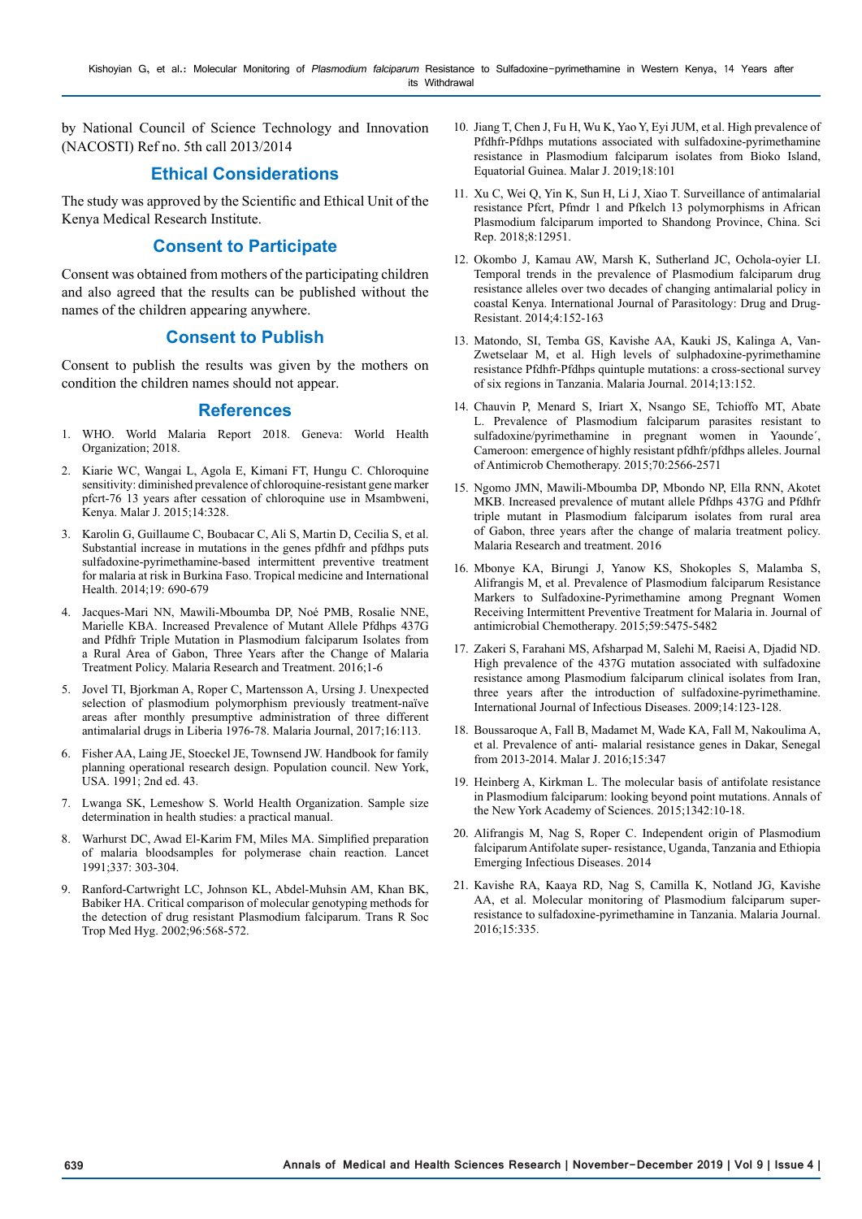by National Council of Science Technology and Innovation (NACOSTI) Ref no. 5th call 2013/2014

## Ethical Considerations

The study was approved by the Scientific and Ethical Unit of the Kenya Medical Research Institute.

## Consent to Participate

Consent was obtained from mothers of the participating children and also agreed that the results can be published without the names of the children appearing anywhere.

## Consent to Publish

Consent to publish the results was given by the mothers on condition the children names should not appear.

## References

1. WHO. World Malaria Report 2018. Geneva: World Health Organization; 2018.
2. Kiarie WC, Wangai L, Agola E, Kimani FT, Hungu C. Chloroquine sensitivity: diminished prevalence of chloroquine-resistant gene marker pfcrt-76 13 years after cessation of chloroquine use in Msambweni, Kenya. Malar J. 2015;14:328.
3. Karolin G, Guillaume C, Boubacar C, Ali S, Martin D, Cecilia S, et al. Substantial increase in mutations in the genes pfdhfr and pfdhps puts sulfadoxine-pyrimethamine-based intermittent preventive treatment for malaria at risk in Burkina Faso. Tropical medicine and International Health. 2014;19: 690-679
4. Jacques-Mari NN, Mawili-Mboumba DP, Noé PMB, Rosalie NNE, Marielle KBA. Increased Prevalence of Mutant Allele Pfdhps 437G and Pfdhfr Triple Mutation in Plasmodium falciparum Isolates from a Rural Area of Gabon, Three Years after the Change of Malaria Treatment Policy. Malaria Research and Treatment. 2016;1-6
5. Jovel TI, Bjorkman A, Roper C, Martensson A, Ursing J. Unexpected selection of plasmodium polymorphism previously treatment-naïve areas after monthly presumptive administration of three different antimalarial drugs in Liberia 1976-78. Malaria Journal, 2017;16:113.
6. Fisher AA, Laing JE, Stoeckel JE, Townsend JW. Handbook for family planning operational research design. Population council. New York, USA. 1991; 2nd ed. 43.
7. Lwanga SK, Lemeshow S. World Health Organization. Sample size determination in health studies: a practical manual.
8. Warhurst DC, Awad El-Karim FM, Miles MA. Simplified preparation of malaria bloodsamples for polymerase chain reaction. Lancet 1991;337: 303-304.
9. Ranford-Cartwright LC, Johnson KL, Abdel-Muhsin AM, Khan BK, Babiker HA. Critical comparison of molecular genotyping methods for the detection of drug resistant Plasmodium falciparum. Trans R Soc Trop Med Hyg. 2002;96:568-572.
10. Jiang T, Chen J, Fu H, Wu K, Yao Y, Eyi JUM, et al. High prevalence of Pfdhfr-Pfdhps mutations associated with sulfadoxine-pyrimethamine resistance in Plasmodium falciparum isolates from Bioko Island, Equatorial Guinea. Malar J. 2019;18:101
11. Xu C, Wei Q, Yin K, Sun H, Li J, Xiao T. Surveillance of antimalarial resistance Pfcrt, Pfmdr 1 and Pfkelch 13 polymorphisms in African Plasmodium falciparum imported to Shandong Province, China. Sci Rep. 2018;8:12951.
12. Okombo J, Kamau AW, Marsh K, Sutherland JC, Ochola-oyier LI. Temporal trends in the prevalence of Plasmodium falciparum drug resistance alleles over two decades of changing antimalarial policy in coastal Kenya. International Journal of Parasitology: Drug and Drug-Resistant. 2014;4:152-163
13. Matondo, SI, Temba GS, Kavishe AA, Kauki JS, Kalinga A, Van-Zwetselaar M, et al. High levels of sulphadoxine-pyrimethamine resistance Pfdhfr-Pfdhps quintuple mutations: a cross-sectional survey of six regions in Tanzania. Malaria Journal. 2014;13:152.
14. Chauvin P, Menard S, Iriart X, Nsango SE, Tchioffo MT, Abate L. Prevalence of Plasmodium falciparum parasites resistant to sulfadoxine/pyrimethamine in pregnant women in Yaounde´, Cameroon: emergence of highly resistant pfdhfr/pfdhps alleles. Journal of Antimicrob Chemotherapy. 2015;70:2566-2571
15. Ngomo JMN, Mawili-Mboumba DP, Mbondo NP, Ella RNN, Akotet MKB. Increased prevalence of mutant allele Pfdhps 437G and Pfdhfr triple mutant in Plasmodium falciparum isolates from rural area of Gabon, three years after the change of malaria treatment policy. Malaria Research and treatment. 2016
16. Mbonye KA, Birungi J, Yanow KS, Shokoples S, Malamba S, Alifrangis M, et al. Prevalence of Plasmodium falciparum Resistance Markers to Sulfadoxine-Pyrimethamine among Pregnant Women Receiving Intermittent Preventive Treatment for Malaria in. Journal of antimicrobial Chemotherapy. 2015;59:5475-5482
17. Zakeri S, Farahani MS, Afsharpad M, Salehi M, Raeisi A, Djadid ND. High prevalence of the 437G mutation associated with sulfadoxine resistance among Plasmodium falciparum clinical isolates from Iran, three years after the introduction of sulfadoxine-pyrimethamine. International Journal of Infectious Diseases. 2009;14:123-128.
18. Boussaroque A, Fall B, Madamet M, Wade KA, Fall M, Nakoulima A, et al. Prevalence of anti- malarial resistance genes in Dakar, Senegal from 2013-2014. Malar J. 2016;15:347
19. Heinberg A, Kirkman L. The molecular basis of antifolate resistance in Plasmodium falciparum: looking beyond point mutations. Annals of the New York Academy of Sciences. 2015;1342:10-18.
20. Alifrangis M, Nag S, Roper C. Independent origin of Plasmodium falciparum Antifolate super- resistance, Uganda, Tanzania and Ethiopia Emerging Infectious Diseases. 2014
21. Kavishe RA, Kaaya RD, Nag S, Camilla K, Notland JG, Kavishe AA, et al. Molecular monitoring of Plasmodium falciparum super-resistance to sulfadoxine-pyrimethamine in Tanzania. Malaria Journal. 2016;15:335.